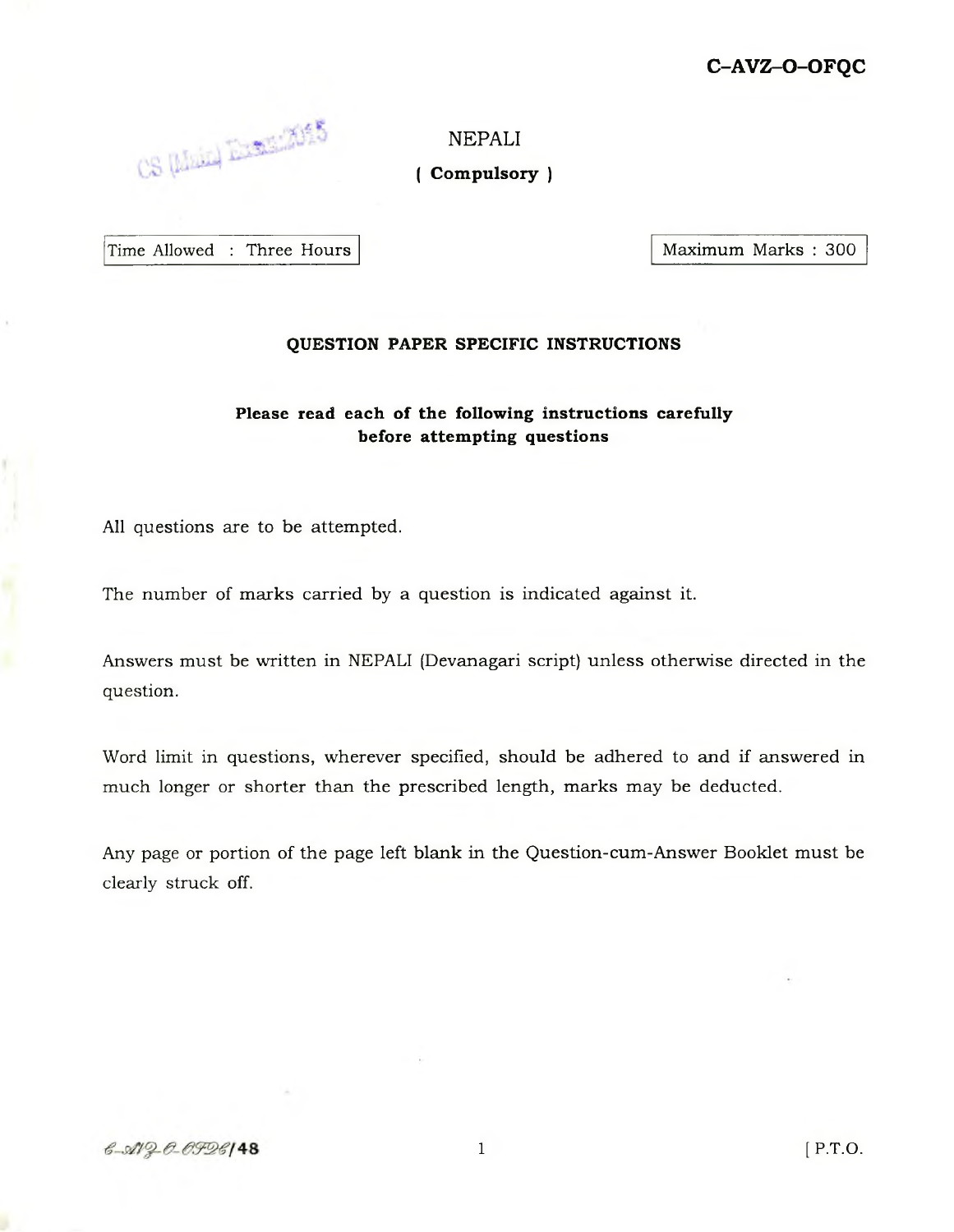C–AVZ–O–OFQC

CS (Main) Exam:2015

# NEPALI

**( Compulsory )**

| | |
|---|---|
| Time Allowed : Three Hours | Maximum Marks : 300 |

## QUESTION PAPER SPECIFIC INSTRUCTIONS

**Please read each of the following instructions carefully before attempting questions**

All questions are to be attempted.

The number of marks carried by a question is indicated against it.

Answers must be written in NEPALI (Devanagari script) unless otherwise directed in the question.

Word limit in questions, wherever specified, should be adhered to and if answered in much longer or shorter than the prescribed length, marks may be deducted.

Any page or portion of the page left blank in the Question-cum-Answer Booklet must be clearly struck off.

C–AVZ–O–OFQC/48

[ P.T.O.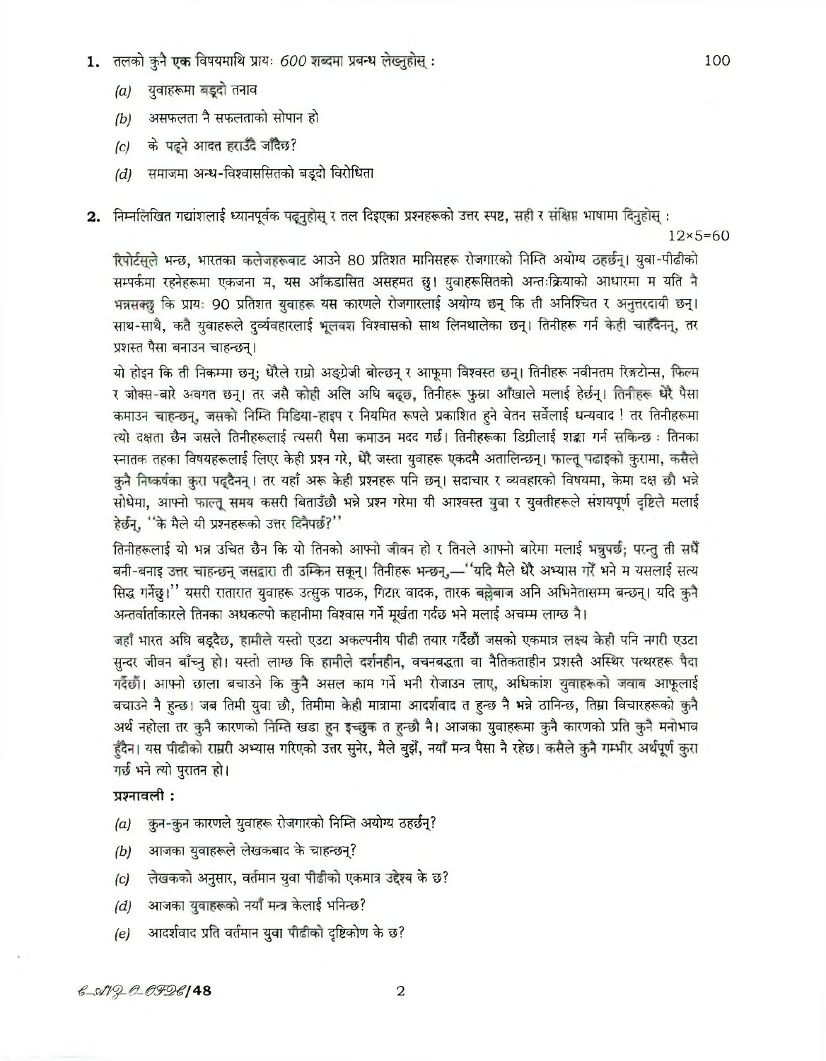1. तलको कुनै **एक** विषयमाथि प्रायः *600* शब्दमा प्रबन्ध लेख्नुहोस् : 100

   *(a)* युवाहरूमा बढ्दो तनाव

   *(b)* असफलता नै सफलताको सोपान हो

   *(c)* के पढ्ने आदत हराउँदै जाँदैछ?

   *(d)* समाजमा अन्ध-विश्वाससितको बढ्दो विरोधिता

2. निम्नलिखित गद्यांशलाई ध्यानपूर्वक पढ्नुहोस् र तल दिइएका प्रश्नहरूको उत्तर स्पष्ट, सही र संक्षिप्त भाषामा दिनुहोस् : 12×5=60

रिपोर्टसले भन्छ, भारतका कलेजहरूबाट आउने 80 प्रतिशत मानिसहरू रोजगारको निम्ति अयोग्य ठहर्छन्। युवा-पीढीको सम्पर्कमा रहनेहरूमा एकजना म, यस आँकडासित असहमत छु। युवाहरूसितको अन्तःक्रियाको आधारमा म यति नै भन्नसक्छु कि प्रायः 90 प्रतिशत युवाहरू यस कारणले रोजगारलाई अयोग्य छन् कि ती अनिश्चित र अनुत्तरदायी छन्। साथ-साथै, कतै युवाहरूले दुर्व्यवहारलाई भूलवश विश्वासको साथ लिनथालेका छन्। तिनीहरू गर्न केही चाहँदैनन्, तर प्रशस्त पैसा बनाउन चाहन्छन्।

यो होइन कि ती निकम्मा छन्; धेरैले राम्रो अङ्ग्रेजी बोल्छन् र आफूमा विश्वस्त छन्। तिनीहरू नवीनतम रिङ्गटोन्स, फिल्म र जोक्स-बारे अवगत छन्। तर जसै कोही अलि अघि बढ्छ, तिनीहरू फुस्रा आँखाले मलाई हेर्छन्। तिनीहरू धेरै पैसा कमाउन चाहन्छन्, जसको निम्ति मिडिया-हाइप र नियमित रूपले प्रकाशित हुने वेतन सर्वेलाई धन्यवाद ! तर तिनीहरूमा त्यो दक्षता छैन जसले तिनीहरूलाई त्यसरी पैसा कमाउन मदद गर्छ। तिनीहरूका डिग्रीलाई शङ्का गर्न सकिन्छ : तिनका स्नातक तहका विषयहरूलाई लिएर केही प्रश्न गरे, धेरै जस्ता युवाहरू एकदमै अतालिन्छन्। फाल्तू पढाइको कुरामा, कसैले कुनै निष्कर्षका कुरा पढ्दैनन्। तर यहाँ अरू केही प्रश्नहरू पनि छन्। सदाचार र व्यवहारको विषयमा, केमा दक्ष छौ भन्ने सोधेमा, आफ्नो फाल्तू समय कसरी बिताउँछौ भन्ने प्रश्न गरेमा यी आश्वस्त युवा र युवतीहरूले संशयपूर्ण दृष्टिले मलाई हेर्छन्, "के मैले यी प्रश्नहरूको उत्तर दिनैपर्छ?"

तिनीहरूलाई यो भन्न उचित छैन कि यो तिनको आफ्नो जीवन हो र तिनले आफ्नो बारेमा मलाई भन्नुपर्छ; परन्तु ती सधैं बनी-बनाइ उत्तर चाहन्छन् जसद्वारा ती उम्किन सकून्। तिनीहरू भन्छन्,—"यदि मैले धेरै अभ्यास गरें भने म यसलाई सत्य सिद्ध गर्नेछु।" यसरी रातारात युवाहरू उत्सुक पाठक, गिटार वादक, तारक बल्लेबाज अनि अभिनेतासम्म बन्छन्। यदि कुनै अन्तर्वार्ताकारले तिनका अधकल्पो कहानीमा विश्वास गर्ने मूर्खता गर्दछ भने मलाई अचम्म लाग्छ नै।

जहाँ भारत अघि बढ्दैछ, हामीले यस्तो एउटा अकल्पनीय पीढी तयार गर्दैछौं जसको एकमात्र लक्ष्य केही पनि नगरी एउटा सुन्दर जीवन बाँच्नु हो। यस्तो लाग्छ कि हामीले दर्शनहीन, वचनबद्धता वा नैतिकताहीन प्रशस्तै अस्थिर पत्थरहरू पैदा गर्दैछौं। आफ्नो छाला बचाउने कि कुनै असल काम गर्ने भनी रोजाउन लाए, अधिकांश युवाहरूको जवाब आफूलाई बचाउने नै हुन्छ। जब तिमी युवा छौ, तिमीमा केही मात्रामा आदर्शवाद त हुन्छ नै भन्ने ठानिन्छ, तिम्रा विचारहरूको कुनै अर्थ नहोला तर कुनै कारणको निम्ति खडा हुन इच्छुक त हुन्छौ नै। आजका युवाहरूमा कुनै कारणको प्रति कुनै मनोभाव हुँदैन। यस पीढीको राम्ररी अभ्यास गरिएको उत्तर सुनेर, मैले बुझें, नयाँ मन्त्र पैसा नै रहेछ। कसैले कुनै गम्भीर अर्थपूर्ण कुरा गर्छ भने त्यो पुरातन हो।

**प्रश्नावली :**

*(a)* कुन-कुन कारणले युवाहरू रोजगारको निम्ति अयोग्य ठहर्छन्?

*(b)* आजका युवाहरूले लेखकबाद के चाहन्छन्?

*(c)* लेखकको अनुसार, वर्तमान युवा पीढीको एकमात्र उद्देश्य के छ?

*(d)* आजका युवाहरूको नयाँ मन्त्र केलाई भनिन्छ?

*(e)* आदर्शवाद प्रति वर्तमान युवा पीढीको दृष्टिकोण के छ?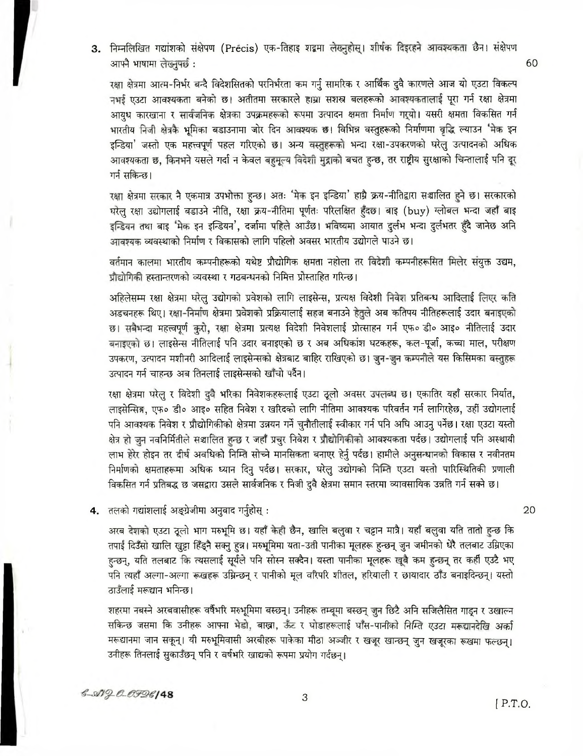**3.** निम्नलिखित गद्यांशको संक्षेपण (Précis) एक-तिहाइ शब्दमा लेख्नुहोस्। शीर्षक दिइरहने आवश्यकता छैन। संक्षेपण आफ्नै भाषामा लेख्नुपर्छ : 60

रक्षा क्षेत्रमा आत्म-निर्भर बन्दै विदेशसितको परनिर्भरता कम गर्नु सामरिक र आर्थिक दुवै कारणले आज यो एउटा विकल्प नभई एउटा आवश्यकता बनेको छ। अतीतमा सरकारले हाम्रा सशस्त्र बलहरूको आवश्यकतालाई पूरा गर्न रक्षा क्षेत्रमा आयुध कारखाना र सार्वजनिक क्षेत्रका उपक्रमहरूको रूपमा उत्पादन क्षमता निर्माण गर्‍यो। यसरी क्षमता विकसित गर्न भारतीय निजी क्षेत्रकै भूमिका बडाउनामा जोर दिन आवश्यक छ। विभिन्न वस्तुहरूको निर्माणमा वृद्धि ल्याउन 'मेक इन इन्डिया' जस्तो एक महत्त्वपूर्ण पहल गरिएको छ। अन्य वस्तुहरूको भन्दा रक्षा-उपकरणको घरेलु उत्पादनको अधिक आवश्यकता छ, किनभने यसले गर्दा न केवल बहुमूल्य विदेशी मुद्राको बचत हुन्छ, तर राष्ट्रीय सुरक्षाको चिन्तालाई पनि दूर गर्न सकिन्छ।

रक्षा क्षेत्रमा सरकार नै एकमात्र उपभोक्ता हुन्छ। अतः 'मेक इन इन्डिया' हाम्रै क्रय-नीतिद्वारा सञ्चालित हुने छ। सरकारको घरेलु रक्षा उद्योगलाई बडाउने नीति, रक्षा क्रय-नीतिमा पूर्णतः परिलक्षित हुँदछ। बाइ (buy) ग्लोबल भन्दा जहाँ बाइ इन्डियन तथा बाइ 'मेक इन इन्डियन', दर्जामा पहिले आउँछ। भविष्यमा आयात दुर्लभ भन्दा दुर्लभतर हुँदै जानेछ अनि आवश्यक व्यवस्थाको निर्माण र विकासको लागि पहिलो अवसर भारतीय उद्योगले पाउने छ।

वर्तमान कालमा भारतीय कम्पनीहरूको यथेष्ट प्रौद्योगिक क्षमता नहोला तर विदेशी कम्पनीहरूसित मिलेर संयुक्त उद्यम, प्रौद्योगिकी हस्तान्तरणको व्यवस्था र गठबन्धनको निमित्त प्रोत्साहित गरिन्छ।

अहिलेसम्म रक्षा क्षेत्रमा घरेलु उद्योगको प्रवेशको लागि लाइसेन्स, प्रत्यक्ष विदेशी निवेश प्रतिबन्ध आदिलाई लिएर कति अडचनहरू थिए। रक्षा-निर्माण क्षेत्रमा प्रवेशको प्रक्रियालाई सहज बनाउने हेतुले अब कतिपय नीतिहरूलाई उदार बनाइएको छ। सबैभन्दा महत्त्वपूर्ण कुरो, रक्षा क्षेत्रमा प्रत्यक्ष विदेशी निवेशलाई प्रोत्साहन गर्न एफ० डी० आइ० नीतिलाई उदार बनाइएको छ। लाइसेन्स नीतिलाई पनि उदार बनाइएको छ र अब अधिकांश घटकहरू, कल-पूर्जा, कच्चा माल, परीक्षण उपकरण, उत्पादन मशीनरी आदिलाई लाइसेन्सको क्षेत्रबाट बाहिर राखिएको छ। जुन-जुन कम्पनीले यस किसिमका वस्तुहरू उत्पादन गर्न चाहन्छ अब तिनलाई लाइसेन्सको खाँचो पर्दैन।

रक्षा क्षेत्रमा घरेलु र विदेशी दुवै भरिका निवेशकहरूलाई एउटा ठूलो अवसर उपलब्ध छ। एकातिर यहाँ सरकार निर्यात, लाइसेन्सिङ्ग, एफ० डी० आइ० सहित निवेश र खरिदको लागि नीतिमा आवश्यक परिवर्तन गर्न लागिरहेछ, उहीं उद्योगलाई पनि आवश्यक निवेश र प्रौद्योगिकीको क्षेत्रमा उन्नयन गर्ने चुनौतीलाई स्वीकार गर्न पनि अघि आउनु पर्नेछ। रक्षा एउटा यस्तो क्षेत्र हो जुन नवनिर्मितीले सञ्चालित हुन्छ र जहाँ प्रचुर निवेश र प्रौद्योगिकीको आवश्यकता पर्दछ। उद्योगलाई पनि अस्थायी लाभ हेरेर होइन तर दीर्घ अवधिको निम्ति सोच्ने मानसिकता बनाएर हेर्नु पर्दछ। हामीले अनुसन्धानको विकास र नवीनतम निर्माणको क्षमताहरूमा अधिक ध्यान दिनु पर्दछ। सरकार, घरेलु उद्योगको निम्ति एउटा यस्तो पारिस्थितिकी प्रणाली विकसित गर्न प्रतिबद्ध छ जसद्वारा उसले सार्वजनिक र निजी दुवै क्षेत्रमा समान स्तरमा व्यावसायिक उन्नति गर्न सक्ने छ।

**4.** तलको गद्यांशलाई अङ्ग्रेजीमा अनुवाद गर्नुहोस् : 20

अरब देशको एउटा ठूलो भाग मरुभूमि छ। यहाँ केही छैन, खालि बलुवा र चट्टान मात्रै। यहाँ बलुवा यति तातो हुन्छ कि तपाईं दिउँसो खालि खुट्टा हिँड्नै सक्नु हुन्न। मरुभूमिमा यता-उती पानीका मूलहरू हुन्छन् जुन जमीनको धेरै तलबाट उम्रिएका हुन्छन्, यति तलबाट कि त्यसलाई सूर्यले पनि सोस्न सक्दैन। यस्ता पानीका मूलहरू खूबै कम हुन्छन् तर कहीं एउटै भए पनि त्यहाँ अल्गा-अल्गा रूखहरू उम्रिन्छन् र पानीको मूल वरिपरि शीतल, हरियाली र छायादार ठाँउ बनाइदिन्छन्। यस्तो ठाउँलाई मरूद्यान भनिन्छ।

शहरमा नबस्ने अरबवासीहरू वर्षैभरि मरुभूमिमा बस्छन्। उनीहरू तम्बूमा बस्छन् जुन छिटै अनि सजिलैसित गाड्न र उखाल्न सकिन्छ जसमा कि उनीहरू आफ्ना भेडो, बाख्रा, ऊँट र घोडाहरूलाई घाँस-पानीको *निम्ति एउटा मरूद्यानदेखि अर्को* मरूद्यानमा जान सकून्। यी मरुभूमिवासी अरबीहरू पाकेका मीठा अञ्जीर र खजूर खान्छन् जुन खजूरका रूखमा फल्छन्। उनीहरू तिनलाई सुकाउँछन् पनि र वर्षभरि खाद्यको रूपमा प्रयोग गर्दछन्।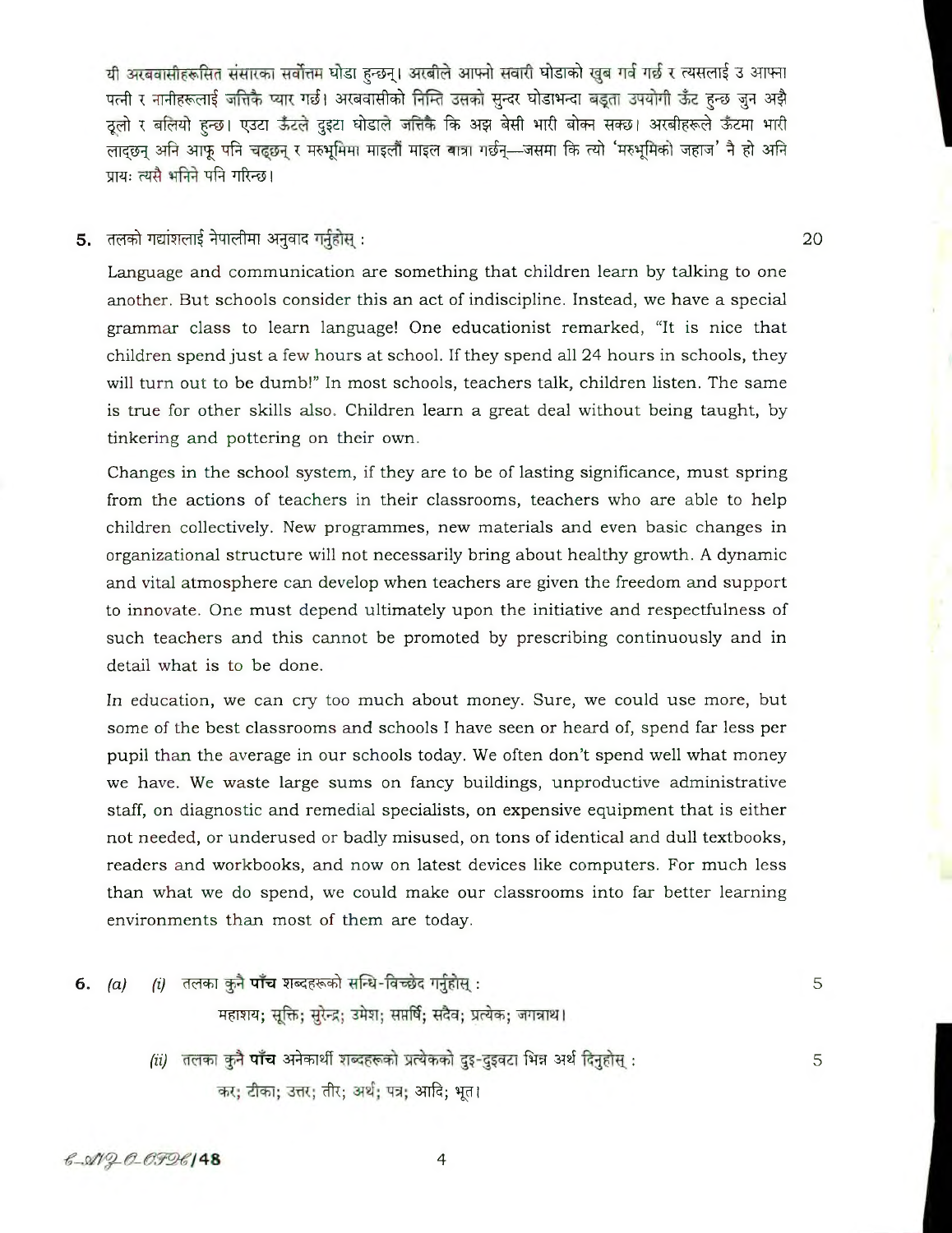यी अरबवासीहरूसित संसारका सर्वोत्तम घोडा हुन्छन्। अरबीले आफ्नो सवारी घोडाको खुब गर्व गर्छ र त्यसलाई उ आफ्ना पत्नी र नानीहरूलाई जत्तिकै प्यार गर्छ। अरबवासीको निम्ति उसको सुन्दर घोडाभन्दा बढ्ता उपयोगी ऊँट हुन्छ जुन अझै ठूलो र बलियो हुन्छ। एउटा ऊँटले दुइटा घोडाले जत्तिकै कि अझ बेसी भारी बोक्न सक्छ। अरबीहरूले ऊँटमा भारी लाद्छन् अनि आफू पनि चढ्छन् र मरुभूमिमा माइलौं माइल यात्रा गर्छन्—जसमा कि त्यो 'मरुभूमिको जहाज' नै हो अनि प्रायः त्यसै भनिने पनि गरिन्छ।

**5.** तलको गद्यांशलाई नेपालीमा अनुवाद गर्नुहोस् : 20

Language and communication are something that children learn by talking to one another. But schools consider this an act of indiscipline. Instead, we have a special grammar class to learn language! One educationist remarked, "It is nice that children spend just a few hours at school. If they spend all 24 hours in schools, they will turn out to be dumb!" In most schools, teachers talk, children listen. The same is true for other skills also. Children learn a great deal without being taught, by tinkering and pottering on their own.

Changes in the school system, if they are to be of lasting significance, must spring from the actions of teachers in their classrooms, teachers who are able to help children collectively. New programmes, new materials and even basic changes in organizational structure will not necessarily bring about healthy growth. A dynamic and vital atmosphere can develop when teachers are given the freedom and support to innovate. One must depend ultimately upon the initiative and respectfulness of such teachers and this cannot be promoted by prescribing continuously and in detail what is to be done.

In education, we can cry too much about money. Sure, we could use more, but some of the best classrooms and schools I have seen or heard of, spend far less per pupil than the average in our schools today. We often don't spend well what money we have. We waste large sums on fancy buildings, unproductive administrative staff, on diagnostic and remedial specialists, on expensive equipment that is either not needed, or underused or badly misused, on tons of identical and dull textbooks, readers and workbooks, and now on latest devices like computers. For much less than what we do spend, we could make our classrooms into far better learning environments than most of them are today.

**6.** *(a)* *(i)* तलका कुनै **पाँच** शब्दहरूको सन्धि-विच्छेद गर्नुहोस् : 5

महाशय; सूक्ति; सुरेन्द्र; उमेश; सप्तर्षि; सदैव; प्रत्येक; जगन्नाथ।

*(ii)* तलका कुनै **पाँच** अनेकार्थी शब्दहरूको प्रत्येकको दुइ-दुइवटा भिन्न अर्थ दिनुहोस् : 5

कर; टीका; उत्तर; तीर; अर्थ; पत्र; आदि; भूत।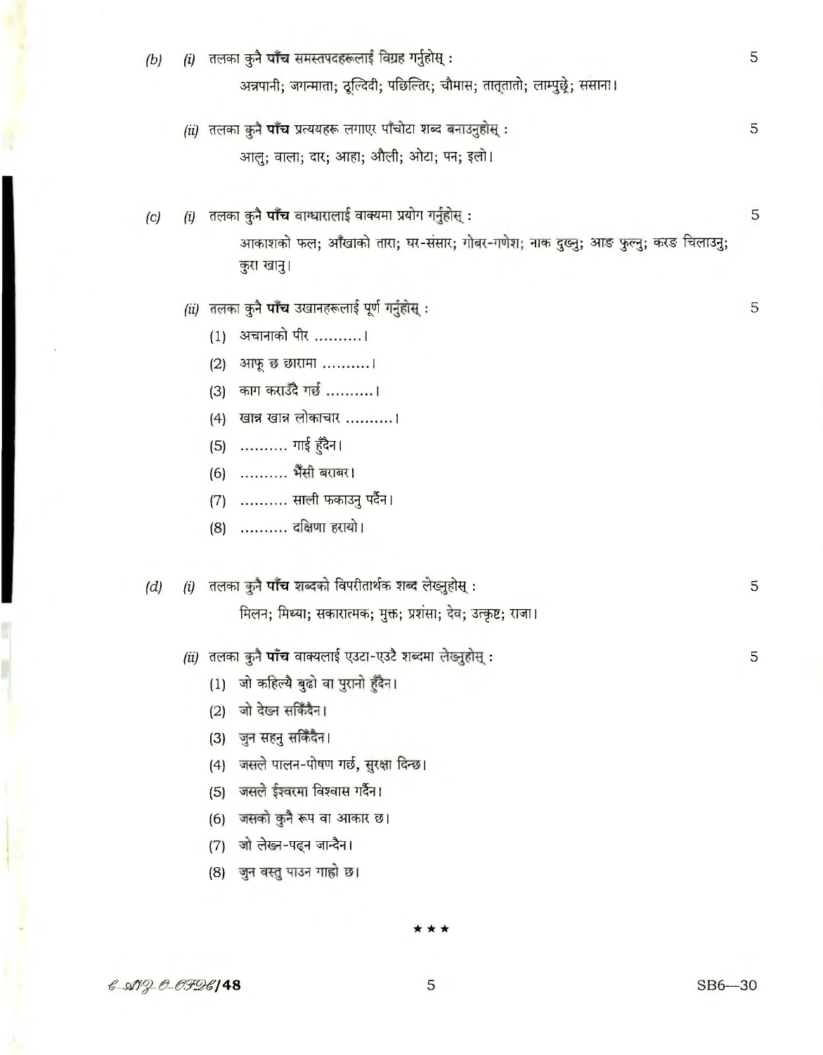(b) (i) तलका कुनै **पाँच** समस्तपदहरूलाई विग्रह गर्नुहोस् : 5

अन्नपानी; जगन्माता; ठूल्दिदी; पछिल्तिर; चौमास; तातृतातो; लाम्पुच्छे; ससाना।

(ii) तलका कुनै **पाँच** प्रत्ययहरू लगाएर पाँचोटा शब्द बनाउनुहोस् : 5

आलु; वाला; दार; आहा; औली; ओटा; पन; इलो।

(c) (i) तलका कुनै **पाँच** वाग्धारालाई वाक्यमा प्रयोग गर्नुहोस् : 5

आकाशको फल; आँखाको तारा; घर-संसार; गोबर-गणेश; नाक दुख्नु; आङ फुल्नु; करङ चिलाउनु; कुरा खानु।

(ii) तलका कुनै **पाँच** उखानहरूलाई पूर्ण गर्नुहोस् : 5

(1) अचानाको पीर ..........।

(2) आफू छ छारामा ..........।

(3) काग कराउँदै गर्छ ..........।

(4) खान्न खान्न लोकाचार ..........।

(5) .......... गाई हुँदैन।

(6) .......... भैंसी बराबर।

(7) .......... साली फकाउनु पर्दैन।

(8) .......... दक्षिणा हरायो।

(d) (i) तलका कुनै **पाँच** शब्दको विपरीतार्थक शब्द लेख्नुहोस् : 5

मिलन; मिथ्या; सकारात्मक; मुक्त; प्रशंसा; देव; उत्कृष्ट; राजा।

(ii) तलका कुनै **पाँच** वाक्यलाई एउटा-एउटै शब्दमा लेख्नुहोस् : 5

(1) जो कहिल्यै बुढो वा पुरानो हुँदैन।

(2) जो देख्न सकिँदैन।

(3) जुन सहनु सकिँदैन।

(4) जसले पालन-पोषण गर्छ, सुरक्षा दिन्छ।

(5) जसले ईश्वरमा विश्वास गर्दैन।

(6) जसको कुनै रूप वा आकार छ।

(7) जो लेख्न-पढ्न जान्दैन।

(8) जुन वस्तु पाउन गाह्रो छ।

★ ★ ★